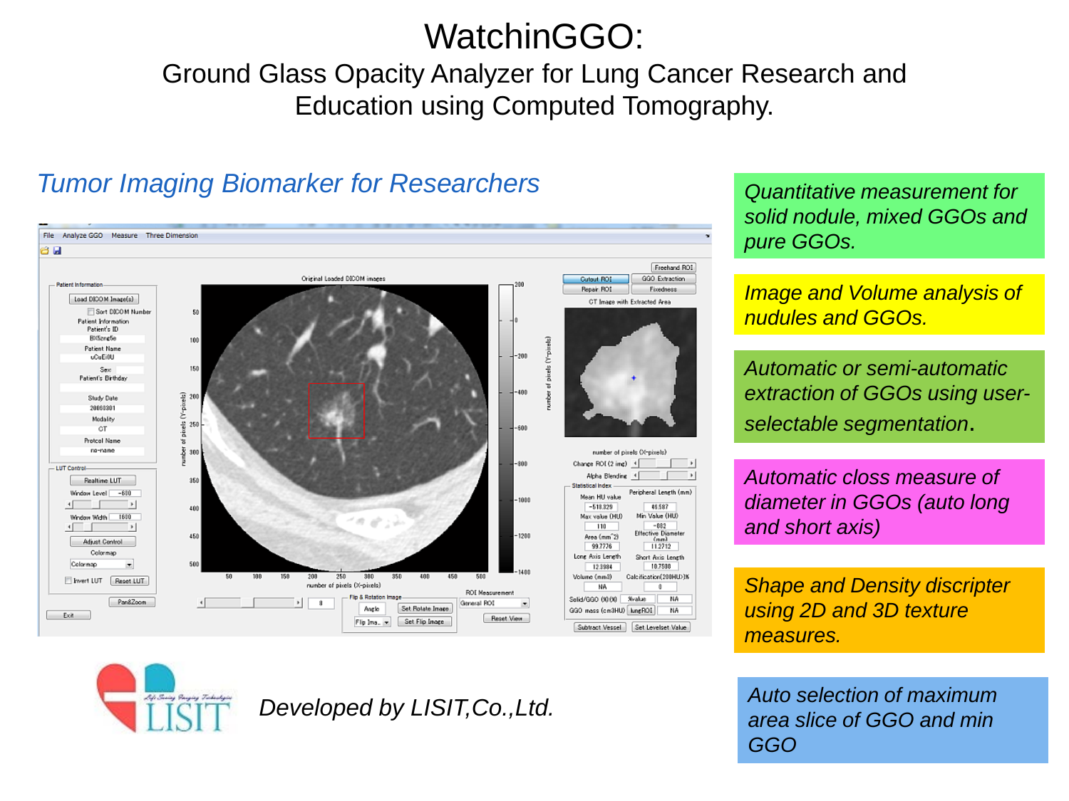# WatchinGGO:

## Ground Glass Opacity Analyzer for Lung Cancer Research and Education using Computed Tomography.

### *Tumor Imaging Biomarker for Researchers*

- *Quantitative measurement for solid nodule, mixed GGOs and pure GGOs.*
- *Image and Volume analysis of nudules and GGOs.*
- *Automatic or semi-automatic extraction of GGOs using user-selectable segmentation.*
- *Automatic closs measure of diameter in GGOs (auto long and short axis)*
- *Shape and Density discripter using 2D and 3D texture measures.*
- *Auto selection of maximum area slice of GGO and min GGO*

*Developed by LISIT,Co.,Ltd.*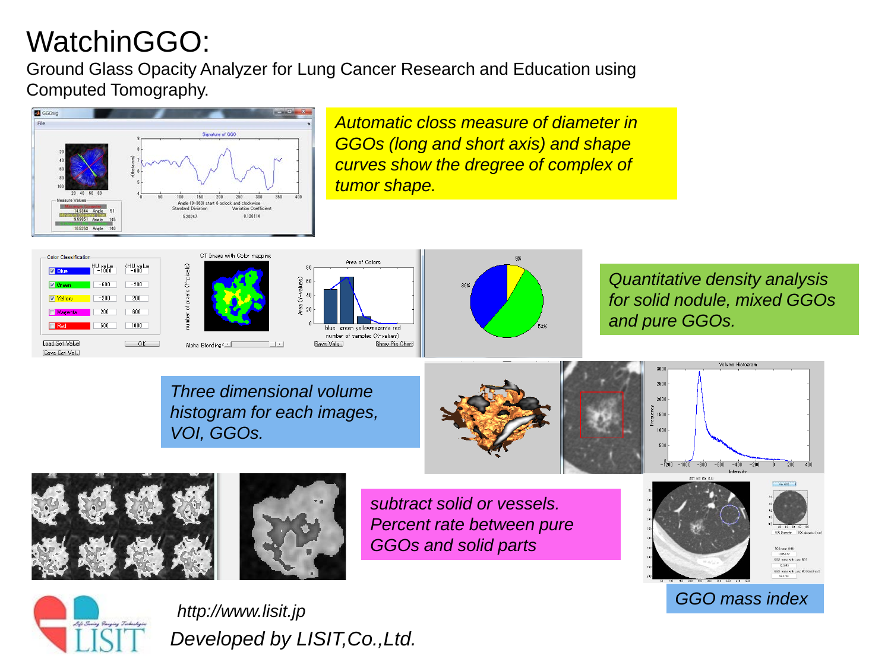# WatchinGGO:

Ground Glass Opacity Analyzer for Lung Cancer Research and Education using Computed Tomography.

*Automatic closs measure of diameter in GGOs (long and short axis) and shape curves show the dregree of complex of tumor shape.*

*Quantitative density analysis for solid nodule, mixed GGOs and pure GGOs.*

*Three dimensional volume histogram for each images, VOI, GGOs.*

*subtract solid or vessels. Percent rate between pure GGOs and solid parts*

*GGO mass index*

*http://www.lisit.jp*

*Developed by LISIT,Co.,Ltd.*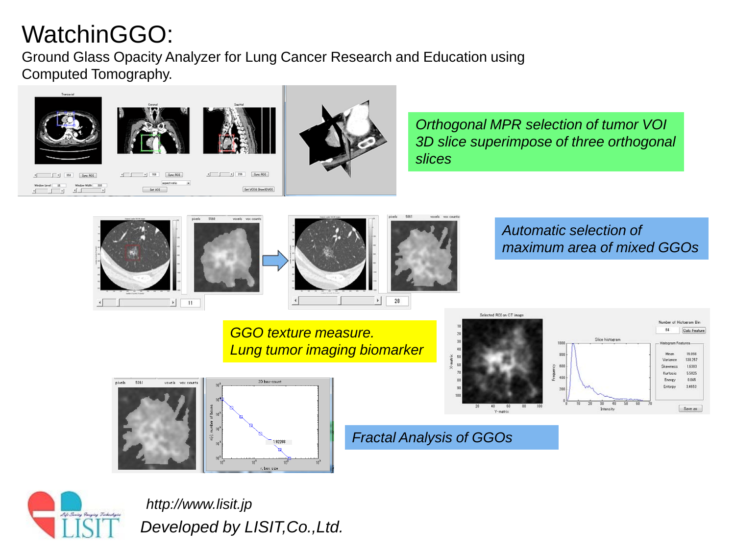# WatchinGGO:

Ground Glass Opacity Analyzer for Lung Cancer Research and Education using Computed Tomography.

*Orthogonal MPR selection of tumor VOI*
*3D slice superimpose of three orthogonal slices*

*Automatic selection of maximum area of mixed GGOs*

*GGO texture measure.*
*Lung tumor imaging biomarker*

*Fractal Analysis of GGOs*

*http://www.lisit.jp*

*Developed by LISIT,Co.,Ltd.*